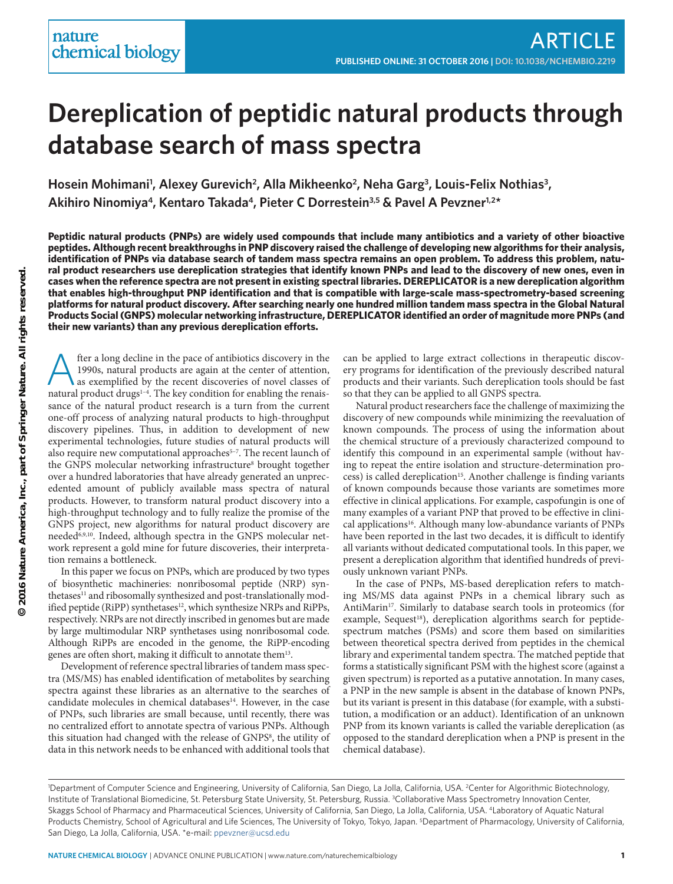# Dereplication of peptidic natural products through database search of mass spectra

Hosein Mohimani[1], Alexey Gurevich[2], Alla Mikheenko[2], Neha Garg[3], Louis-Felix Nothias[3], Akihiro Ninomiya[4], Kentaro Takada[4], Pieter C Dorrestein[3,5] & Pavel A Pevzner[1,2*]

**Peptidic natural products (PNPs) are widely used compounds that include many antibiotics and a variety of other bioactive peptides. Although recent breakthroughs in PNP discovery raised the challenge of developing new algorithms for their analysis, identification of PNPs via database search of tandem mass spectra remains an open problem. To address this problem, natural product researchers use dereplication strategies that identify known PNPs and lead to the discovery of new ones, even in cases when the reference spectra are not present in existing spectral libraries. DEREPLICATOR is a new dereplication algorithm that enables high-throughput PNP identification and that is compatible with large-scale mass-spectrometry-based screening platforms for natural product discovery. After searching nearly one hundred million tandem mass spectra in the Global Natural Products Social (GNPS) molecular networking infrastructure, DEREPLICATOR identified an order of magnitude more PNPs (and their new variants) than any previous dereplication efforts.**

After a long decline in the pace of antibiotics discovery in the 1990s, natural products are again at the center of attention, as exemplified by the recent discoveries of novel classes of natural product drugs[1–4]. The key condition for enabling the renaissance of the natural product research is a turn from the current one-off process of analyzing natural products to high-throughput discovery pipelines. Thus, in addition to development of new experimental technologies, future studies of natural products will also require new computational approaches[5–7]. The recent launch of the GNPS molecular networking infrastructure[8] brought together over a hundred laboratories that have already generated an unprecedented amount of publicly available mass spectra of natural products. However, to transform natural product discovery into a high-throughput technology and to fully realize the promise of the GNPS project, new algorithms for natural product discovery are needed[6,9,10]. Indeed, although spectra in the GNPS molecular network represent a gold mine for future discoveries, their interpretation remains a bottleneck.

In this paper we focus on PNPs, which are produced by two types of biosynthetic machineries: nonribosomal peptide (NRP) synthetases[11] and ribosomally synthesized and post-translationally modified peptide (RiPP) synthetases[12], which synthesize NRPs and RiPPs, respectively. NRPs are not directly inscribed in genomes but are made by large multimodular NRP synthetases using nonribosomal code. Although RiPPs are encoded in the genome, the RiPP-encoding genes are often short, making it difficult to annotate them[13].

Development of reference spectral libraries of tandem mass spectra (MS/MS) has enabled identification of metabolites by searching spectra against these libraries as an alternative to the searches of candidate molecules in chemical databases[14]. However, in the case of PNPs, such libraries are small because, until recently, there was no centralized effort to annotate spectra of various PNPs. Although this situation had changed with the release of GNPS[8], the utility of data in this network needs to be enhanced with additional tools that can be applied to large extract collections in therapeutic discovery programs for identification of the previously described natural products and their variants. Such dereplication tools should be fast so that they can be applied to all GNPS spectra.

Natural product researchers face the challenge of maximizing the discovery of new compounds while minimizing the reevaluation of known compounds. The process of using the information about the chemical structure of a previously characterized compound to identify this compound in an experimental sample (without having to repeat the entire isolation and structure-determination process) is called dereplication[15]. Another challenge is finding variants of known compounds because those variants are sometimes more effective in clinical applications. For example, caspofungin is one of many examples of a variant PNP that proved to be effective in clinical applications[16]. Although many low-abundance variants of PNPs have been reported in the last two decades, it is difficult to identify all variants without dedicated computational tools. In this paper, we present a dereplication algorithm that identified hundreds of previously unknown variant PNPs.

In the case of PNPs, MS-based dereplication refers to matching MS/MS data against PNPs in a chemical library such as AntiMarin[17]. Similarly to database search tools in proteomics (for example, Sequest[18]), dereplication algorithms search for peptide-spectrum matches (PSMs) and score them based on similarities between theoretical spectra derived from peptides in the chemical library and experimental tandem spectra. The matched peptide that forms a statistically significant PSM with the highest score (against a given spectrum) is reported as a putative annotation. In many cases, a PNP in the new sample is absent in the database of known PNPs, but its variant is present in this database (for example, with a substitution, a modification or an adduct). Identification of an unknown PNP from its known variants is called the variable dereplication (as opposed to the standard dereplication when a PNP is present in the chemical database).

[1]Department of Computer Science and Engineering, University of California, San Diego, La Jolla, California, USA. [2]Center for Algorithmic Biotechnology, Institute of Translational Biomedicine, St. Petersburg State University, St. Petersburg, Russia. [3]Collaborative Mass Spectrometry Innovation Center, Skaggs School of Pharmacy and Pharmaceutical Sciences, University of California, San Diego, La Jolla, California, USA. [4]Laboratory of Aquatic Natural Products Chemistry, School of Agricultural and Life Sciences, The University of Tokyo, Tokyo, Japan. [5]Department of Pharmacology, University of California, San Diego, La Jolla, California, USA. *e-mail: ppevzner@ucsd.edu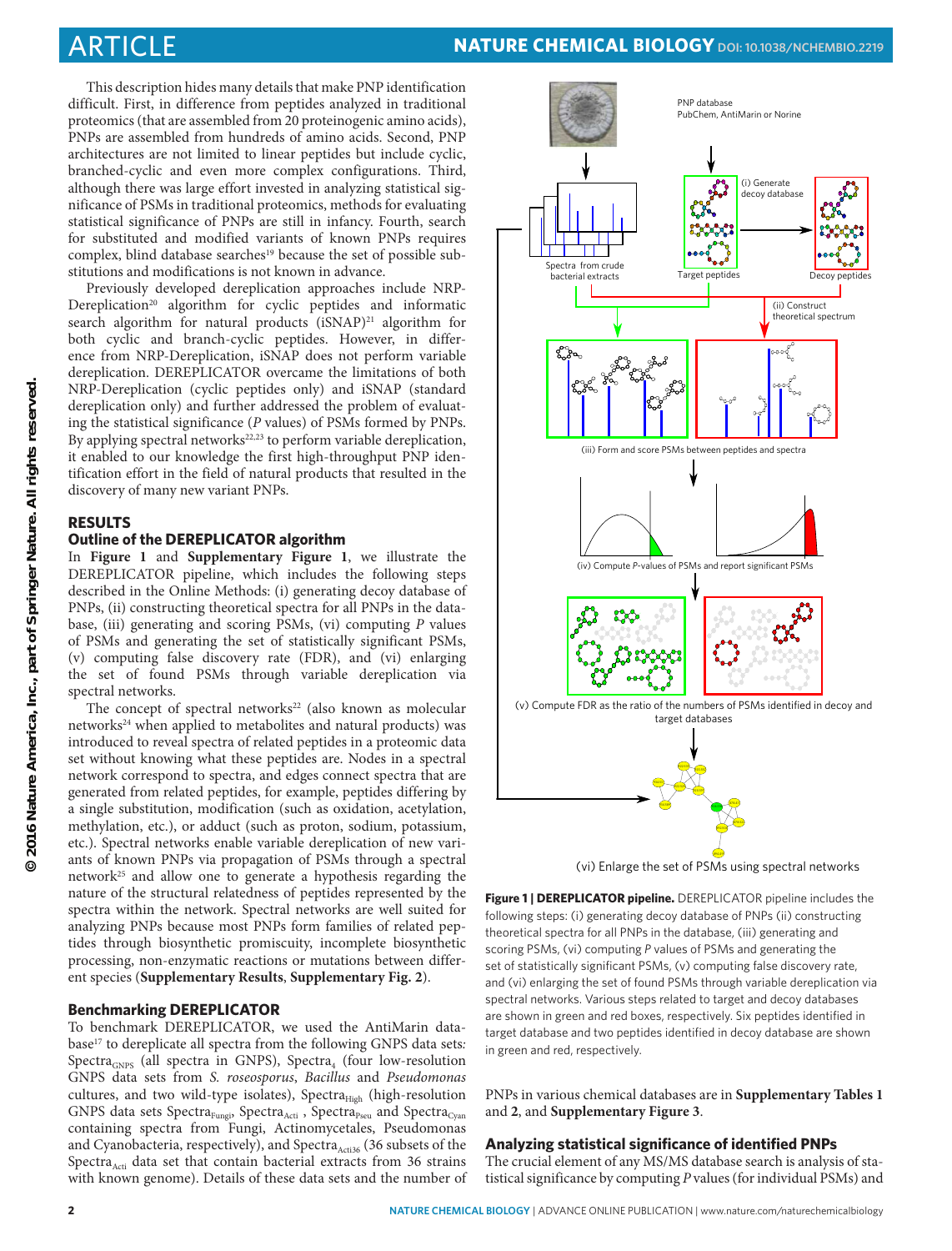This description hides many details that make PNP identification difficult. First, in difference from peptides analyzed in traditional proteomics (that are assembled from 20 proteinogenic amino acids), PNPs are assembled from hundreds of amino acids. Second, PNP architectures are not limited to linear peptides but include cyclic, branched-cyclic and even more complex configurations. Third, although there was large effort invested in analyzing statistical significance of PSMs in traditional proteomics, methods for evaluating statistical significance of PNPs are still in infancy. Fourth, search for substituted and modified variants of known PNPs requires complex, blind database searches[19] because the set of possible substitutions and modifications is not known in advance.

Previously developed dereplication approaches include NRP-Dereplication[20] algorithm for cyclic peptides and informatic search algorithm for natural products (iSNAP)[21] algorithm for both cyclic and branch-cyclic peptides. However, in difference from NRP-Dereplication, iSNAP does not perform variable dereplication. DEREPLICATOR overcame the limitations of both NRP-Dereplication (cyclic peptides only) and iSNAP (standard dereplication only) and further addressed the problem of evaluating the statistical significance (*P* values) of PSMs formed by PNPs. By applying spectral networks[22,23] to perform variable dereplication, it enabled to our knowledge the first high-throughput PNP identification effort in the field of natural products that resulted in the discovery of many new variant PNPs.

## RESULTS

### Outline of the DEREPLICATOR algorithm

In **Figure 1** and **Supplementary Figure 1**, we illustrate the DEREPLICATOR pipeline, which includes the following steps described in the Online Methods: (i) generating decoy database of PNPs, (ii) constructing theoretical spectra for all PNPs in the database, (iii) generating and scoring PSMs, (vi) computing *P* values of PSMs and generating the set of statistically significant PSMs, (v) computing false discovery rate (FDR), and (vi) enlarging the set of found PSMs through variable dereplication via spectral networks.

The concept of spectral networks[22] (also known as molecular networks[24] when applied to metabolites and natural products) was introduced to reveal spectra of related peptides in a proteomic data set without knowing what these peptides are. Nodes in a spectral network correspond to spectra, and edges connect spectra that are generated from related peptides, for example, peptides differing by a single substitution, modification (such as oxidation, acetylation, methylation, etc.), or adduct (such as proton, sodium, potassium, etc.). Spectral networks enable variable dereplication of new variants of known PNPs via propagation of PSMs through a spectral network[25] and allow one to generate a hypothesis regarding the nature of the structural relatedness of peptides represented by the spectra within the network. Spectral networks are well suited for analyzing PNPs because most PNPs form families of related peptides through biosynthetic promiscuity, incomplete biosynthetic processing, non-enzymatic reactions or mutations between different species (**Supplementary Results**, **Supplementary Fig. 2**).

### Benchmarking DEREPLICATOR

To benchmark DEREPLICATOR, we used the AntiMarin database[17] to dereplicate all spectra from the following GNPS data sets: $\text{Spectra}_{\text{GNPS}}$ (all spectra in GNPS), $\text{Spectra}_4$ (four low-resolution GNPS data sets from *S. roseosporus*, *Bacillus* and *Pseudomonas* cultures, and two wild-type isolates), $\text{Spectra}_{\text{High}}$ (high-resolution GNPS data sets $\text{Spectra}_{\text{Fungi}}$, $\text{Spectra}_{\text{Acti}}$, $\text{Spectra}_{\text{Pseu}}$ and $\text{Spectra}_{\text{Cyan}}$ containing spectra from Fungi, Actinomycetales, Pseudomonas and Cyanobacteria, respectively), and $\text{Spectra}_{\text{Acti36}}$ (36 subsets of the $\text{Spectra}_{\text{Acti}}$ data set that contain bacterial extracts from 36 strains with known genome). Details of these data sets and the number of PNPs in various chemical databases are in **Supplementary Tables 1** and **2**, and **Supplementary Figure 3**.

**Figure 1 | DEREPLICATOR pipeline.** DEREPLICATOR pipeline includes the following steps: (i) generating decoy database of PNPs (ii) constructing theoretical spectra for all PNPs in the database, (iii) generating and scoring PSMs, (vi) computing *P* values of PSMs and generating the set of statistically significant PSMs, (v) computing false discovery rate, and (vi) enlarging the set of found PSMs through variable dereplication via spectral networks. Various steps related to target and decoy databases are shown in green and red boxes, respectively. Six peptides identified in target database and two peptides identified in decoy database are shown in green and red, respectively.

### Analyzing statistical significance of identified PNPs

The crucial element of any MS/MS database search is analysis of statistical significance by computing *P* values (for individual PSMs) and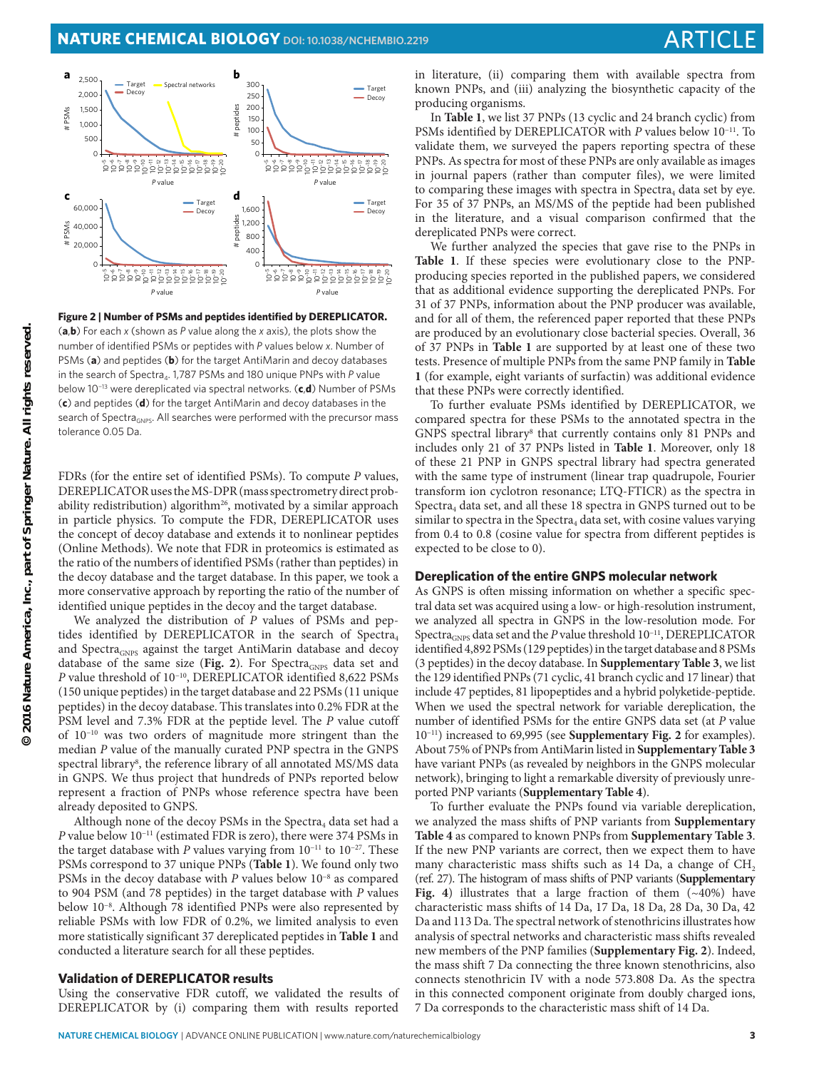**Figure 2 | Number of PSMs and peptides identified by DEREPLICATOR.** (**a**,**b**) For each *x* (shown as *P* value along the *x* axis), the plots show the number of identified PSMs or peptides with *P* values below *x*. Number of PSMs (**a**) and peptides (**b**) for the target AntiMarin and decoy databases in the search of $Spectra_4$. 1,787 PSMs and 180 unique PNPs with *P* value below $10^{-13}$ were dereplicated via spectral networks. (**c**,**d**) Number of PSMs (**c**) and peptides (**d**) for the target AntiMarin and decoy databases in the search of $Spectra_{GNPS}$. All searches were performed with the precursor mass tolerance 0.05 Da.

FDRs (for the entire set of identified PSMs). To compute *P* values, DEREPLICATOR uses the MS-DPR (mass spectrometry direct probability redistribution) algorithm[26], motivated by a similar approach in particle physics. To compute the FDR, DEREPLICATOR uses the concept of decoy database and extends it to nonlinear peptides (Online Methods). We note that FDR in proteomics is estimated as the ratio of the numbers of identified PSMs (rather than peptides) in the decoy database and the target database. In this paper, we took a more conservative approach by reporting the ratio of the number of identified unique peptides in the decoy and the target database.

We analyzed the distribution of *P* values of PSMs and peptides identified by DEREPLICATOR in the search of $Spectra_4$ and $Spectra_{GNPS}$ against the target AntiMarin database and decoy database of the same size (**Fig. 2**). For $Spectra_{GNPS}$ data set and *P* value threshold of $10^{-10}$, DEREPLICATOR identified 8,622 PSMs (150 unique peptides) in the target database and 22 PSMs (11 unique peptides) in the decoy database. This translates into 0.2% FDR at the PSM level and 7.3% FDR at the peptide level. The *P* value cutoff of $10^{-10}$ was two orders of magnitude more stringent than the median *P* value of the manually curated PNP spectra in the GNPS spectral library[8], the reference library of all annotated MS/MS data in GNPS. We thus project that hundreds of PNPs reported below represent a fraction of PNPs whose reference spectra have been already deposited to GNPS.

Although none of the decoy PSMs in the $Spectra_4$ data set had a *P* value below $10^{-11}$ (estimated FDR is zero), there were 374 PSMs in the target database with *P* values varying from $10^{-11}$ to $10^{-27}$. These PSMs correspond to 37 unique PNPs (**Table 1**). We found only two PSMs in the decoy database with *P* values below $10^{-8}$ as compared to 904 PSM (and 78 peptides) in the target database with *P* values below $10^{-8}$. Although 78 identified PNPs were also represented by reliable PSMs with low FDR of 0.2%, we limited analysis to even more statistically significant 37 dereplicated peptides in **Table 1** and conducted a literature search for all these peptides.

### Validation of DEREPLICATOR results

Using the conservative FDR cutoff, we validated the results of DEREPLICATOR by (i) comparing them with results reported in literature, (ii) comparing them with available spectra from known PNPs, and (iii) analyzing the biosynthetic capacity of the producing organisms.

In **Table 1**, we list 37 PNPs (13 cyclic and 24 branch cyclic) from PSMs identified by DEREPLICATOR with *P* values below $10^{-11}$. To validate them, we surveyed the papers reporting spectra of these PNPs. As spectra for most of these PNPs are only available as images in journal papers (rather than computer files), we were limited to comparing these images with spectra in $Spectra_4$ data set by eye. For 35 of 37 PNPs, an MS/MS of the peptide had been published in the literature, and a visual comparison confirmed that the dereplicated PNPs were correct.

We further analyzed the species that gave rise to the PNPs in **Table 1**. If these species were evolutionary close to the PNP-producing species reported in the published papers, we considered that as additional evidence supporting the dereplicated PNPs. For 31 of 37 PNPs, information about the PNP producer was available, and for all of them, the referenced paper reported that these PNPs are produced by an evolutionary close bacterial species. Overall, 36 of 37 PNPs in **Table 1** are supported by at least one of these two tests. Presence of multiple PNPs from the same PNP family in **Table 1** (for example, eight variants of surfactin) was additional evidence that these PNPs were correctly identified.

To further evaluate PSMs identified by DEREPLICATOR, we compared spectra for these PSMs to the annotated spectra in the GNPS spectral library[8] that currently contains only 81 PNPs and includes only 21 of 37 PNPs listed in **Table 1**. Moreover, only 18 of these 21 PNP in GNPS spectral library had spectra generated with the same type of instrument (linear trap quadrupole, Fourier transform ion cyclotron resonance; LTQ-FTICR) as the spectra in $Spectra_4$ data set, and all these 18 spectra in GNPS turned out to be similar to spectra in the $Spectra_4$ data set, with cosine values varying from 0.4 to 0.8 (cosine value for spectra from different peptides is expected to be close to 0).

### Dereplication of the entire GNPS molecular network

As GNPS is often missing information on whether a specific spectral data set was acquired using a low- or high-resolution instrument, we analyzed all spectra in GNPS in the low-resolution mode. For $Spectra_{GNPS}$ data set and the *P* value threshold $10^{-11}$, DEREPLICATOR identified 4,892 PSMs (129 peptides) in the target database and 8 PSMs (3 peptides) in the decoy database. In **Supplementary Table 3**, we list the 129 identified PNPs (71 cyclic, 41 branch cyclic and 17 linear) that include 47 peptides, 81 lipopeptides and a hybrid polyketide-peptide. When we used the spectral network for variable dereplication, the number of identified PSMs for the entire GNPS data set (at *P* value $10^{-11}$) increased to 69,995 (see **Supplementary Fig. 2** for examples). About 75% of PNPs from AntiMarin listed in **Supplementary Table 3** have variant PNPs (as revealed by neighbors in the GNPS molecular network), bringing to light a remarkable diversity of previously unreported PNP variants (**Supplementary Table 4**).

To further evaluate the PNPs found via variable dereplication, we analyzed the mass shifts of PNP variants from **Supplementary Table 4** as compared to known PNPs from **Supplementary Table 3**. If the new PNP variants are correct, then we expect them to have many characteristic mass shifts such as 14 Da, a change of $CH_2$ (ref. 27). The histogram of mass shifts of PNP variants (**Supplementary Fig. 4**) illustrates that a large fraction of them (~40%) have characteristic mass shifts of 14 Da, 17 Da, 18 Da, 28 Da, 30 Da, 42 Da and 113 Da. The spectral network of stenothricins illustrates how analysis of spectral networks and characteristic mass shifts revealed new members of the PNP families (**Supplementary Fig. 2**). Indeed, the mass shift 7 Da connecting the three known stenothricins, also connects stenothricin IV with a node 573.808 Da. As the spectra in this connected component originate from doubly charged ions, 7 Da corresponds to the characteristic mass shift of 14 Da.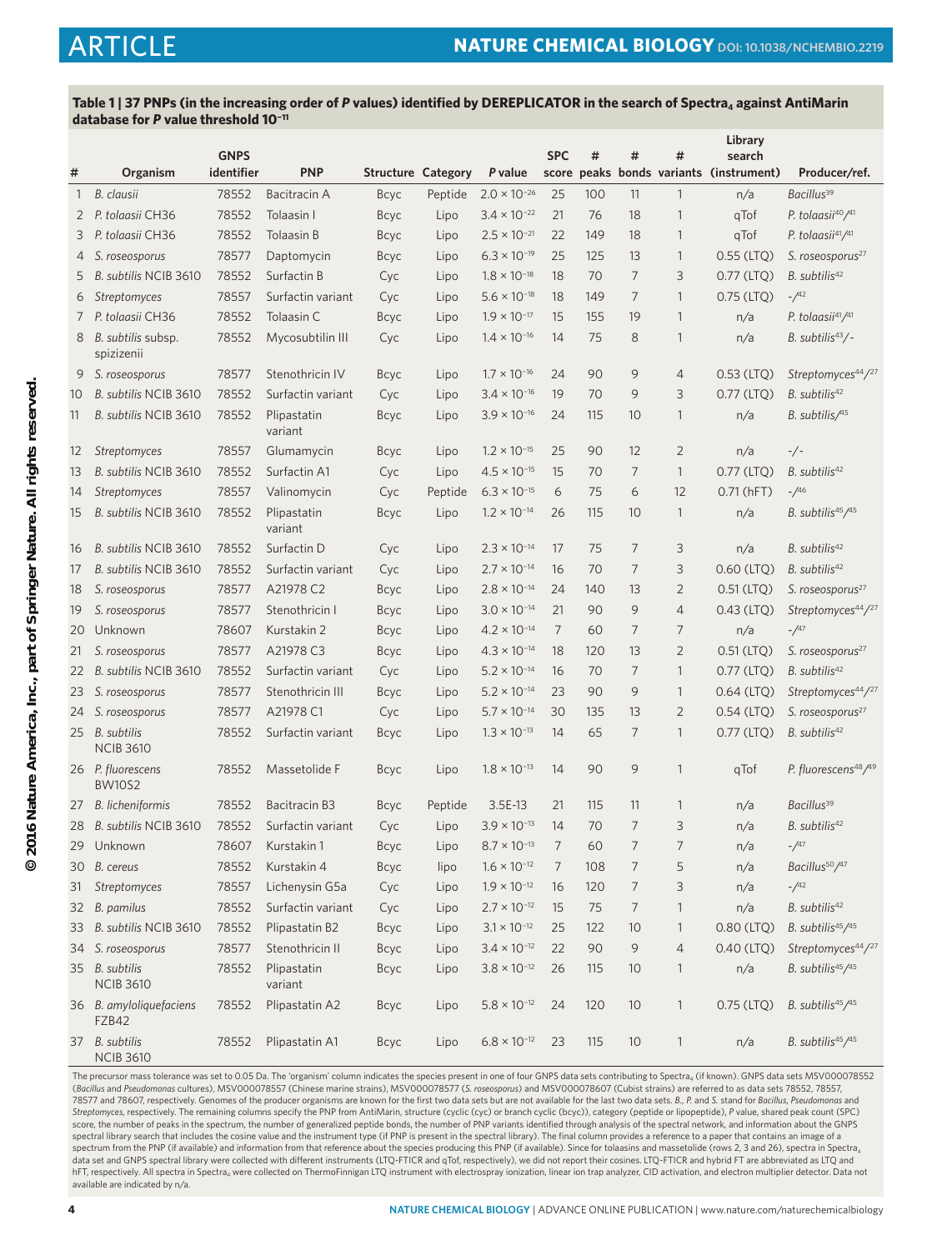**Table 1 | 37 PNPs (in the increasing order of *P* values) identified by DEREPLICATOR in the search of Spectra$_4$ against AntiMarin database for *P* value threshold $10^{-11}$**

| # | Organism | GNPS identifier | PNP | Structure | Category | *P* value | SPC score | # peaks | # bonds | # variants | Library search (instrument) | Producer/ref. |
|---|---|---|---|---|---|---|---|---|---|---|---|---|
| 1 | *B. clausii* | 78552 | Bacitracin A | Bcyc | Peptide | $2.0 \times 10^{-26}$ | 25 | 100 | 11 | 1 | n/a | *Bacillus*[39] |
| 2 | *P. tolaasii* CH36 | 78552 | Tolaasin I | Bcyc | Lipo | $3.4 \times 10^{-22}$ | 21 | 76 | 18 | 1 | qTof | *P. tolaasii*[40]/[41] |
| 3 | *P. tolaasii* CH36 | 78552 | Tolaasin B | Bcyc | Lipo | $2.5 \times 10^{-21}$ | 22 | 149 | 18 | 1 | qTof | *P. tolaasii*[41]/[41] |
| 4 | *S. roseosporus* | 78577 | Daptomycin | Bcyc | Lipo | $6.3 \times 10^{-19}$ | 25 | 125 | 13 | 1 | 0.55 (LTQ) | *S. roseosporus*[27] |
| 5 | *B. subtilis* NCIB 3610 | 78552 | Surfactin B | Cyc | Lipo | $1.8 \times 10^{-18}$ | 18 | 70 | 7 | 3 | 0.77 (LTQ) | *B. subtilis*[42] |
| 6 | *Streptomyces* | 78557 | Surfactin variant | Cyc | Lipo | $5.6 \times 10^{-18}$ | 18 | 149 | 7 | 1 | 0.75 (LTQ) | -/[42] |
| 7 | *P. tolaasii* CH36 | 78552 | Tolaasin C | Bcyc | Lipo | $1.9 \times 10^{-17}$ | 15 | 155 | 19 | 1 | n/a | *P. tolaasii*[41]/[41] |
| 8 | *B. subtilis* subsp. spizizenii | 78552 | Mycosubtilin III | Cyc | Lipo | $1.4 \times 10^{-16}$ | 14 | 75 | 8 | 1 | n/a | *B. subtilis*[43]/- |
| 9 | *S. roseosporus* | 78577 | Stenothricin IV | Bcyc | Lipo | $1.7 \times 10^{-16}$ | 24 | 90 | 9 | 4 | 0.53 (LTQ) | *Streptomyces*[44]/[27] |
| 10 | *B. subtilis* NCIB 3610 | 78552 | Surfactin variant | Cyc | Lipo | $3.4 \times 10^{-16}$ | 19 | 70 | 9 | 3 | 0.77 (LTQ) | *B. subtilis*[42] |
| 11 | *B. subtilis* NCIB 3610 | 78552 | Plipastatin variant | Bcyc | Lipo | $3.9 \times 10^{-16}$ | 24 | 115 | 10 | 1 | n/a | *B. subtilis*/[45] |
| 12 | *Streptomyces* | 78557 | Glumamycin | Bcyc | Lipo | $1.2 \times 10^{-15}$ | 25 | 90 | 12 | 2 | n/a | -/- |
| 13 | *B. subtilis* NCIB 3610 | 78552 | Surfactin A1 | Cyc | Lipo | $4.5 \times 10^{-15}$ | 15 | 70 | 7 | 1 | 0.77 (LTQ) | *B. subtilis*[42] |
| 14 | *Streptomyces* | 78557 | Valinomycin | Cyc | Peptide | $6.3 \times 10^{-15}$ | 6 | 75 | 6 | 12 | 0.71 (hFT) | -/[46] |
| 15 | *B. subtilis* NCIB 3610 | 78552 | Plipastatin variant | Bcyc | Lipo | $1.2 \times 10^{-14}$ | 26 | 115 | 10 | 1 | n/a | *B. subtilis*[45]/[45] |
| 16 | *B. subtilis* NCIB 3610 | 78552 | Surfactin D | Cyc | Lipo | $2.3 \times 10^{-14}$ | 17 | 75 | 7 | 3 | n/a | *B. subtilis*[42] |
| 17 | *B. subtilis* NCIB 3610 | 78552 | Surfactin variant | Cyc | Lipo | $2.7 \times 10^{-14}$ | 16 | 70 | 7 | 3 | 0.60 (LTQ) | *B. subtilis*[42] |
| 18 | *S. roseosporus* | 78577 | A21978 C2 | Bcyc | Lipo | $2.8 \times 10^{-14}$ | 24 | 140 | 13 | 2 | 0.51 (LTQ) | *S. roseosporus*[27] |
| 19 | *S. roseosporus* | 78577 | Stenothricin I | Bcyc | Lipo | $3.0 \times 10^{-14}$ | 21 | 90 | 9 | 4 | 0.43 (LTQ) | *Streptomyces*[44]/[27] |
| 20 | Unknown | 78607 | Kurstakin 2 | Bcyc | Lipo | $4.2 \times 10^{-14}$ | 7 | 60 | 7 | 7 | n/a | -/[47] |
| 21 | *S. roseosporus* | 78577 | A21978 C3 | Bcyc | Lipo | $4.3 \times 10^{-14}$ | 18 | 120 | 13 | 2 | 0.51 (LTQ) | *S. roseosporus*[27] |
| 22 | *B. subtilis* NCIB 3610 | 78552 | Surfactin variant | Cyc | Lipo | $5.2 \times 10^{-14}$ | 16 | 70 | 7 | 1 | 0.77 (LTQ) | *B. subtilis*[42] |
| 23 | *S. roseosporus* | 78577 | Stenothricin III | Bcyc | Lipo | $5.2 \times 10^{-14}$ | 23 | 90 | 9 | 1 | 0.64 (LTQ) | *Streptomyces*[44]/[27] |
| 24 | *S. roseosporus* | 78577 | A21978 C1 | Cyc | Lipo | $5.7 \times 10^{-14}$ | 30 | 135 | 13 | 2 | 0.54 (LTQ) | *S. roseosporus*[27] |
| 25 | *B. subtilis* NCIB 3610 | 78552 | Surfactin variant | Bcyc | Lipo | $1.3 \times 10^{-13}$ | 14 | 65 | 7 | 1 | 0.77 (LTQ) | *B. subtilis*[42] |
| 26 | *P. fluorescens* BW10S2 | 78552 | Massetolide F | Bcyc | Lipo | $1.8 \times 10^{-13}$ | 14 | 90 | 9 | 1 | qTof | *P. fluorescens*[48]/[49] |
| 27 | *B. licheniformis* | 78552 | Bacitracin B3 | Bcyc | Peptide | 3.5E-13 | 21 | 115 | 11 | 1 | n/a | *Bacillus*[39] |
| 28 | *B. subtilis* NCIB 3610 | 78552 | Surfactin variant | Cyc | Lipo | $3.9 \times 10^{-13}$ | 14 | 70 | 7 | 3 | n/a | *B. subtilis*[42] |
| 29 | Unknown | 78607 | Kurstakin 1 | Bcyc | Lipo | $8.7 \times 10^{-13}$ | 7 | 60 | 7 | 7 | n/a | -/[47] |
| 30 | *B. cereus* | 78552 | Kurstakin 4 | Bcyc | lipo | $1.6 \times 10^{-12}$ | 7 | 108 | 7 | 5 | n/a | *Bacillus*[50]/[47] |
| 31 | *Streptomyces* | 78557 | Lichenysin G5a | Cyc | Lipo | $1.9 \times 10^{-12}$ | 16 | 120 | 7 | 3 | n/a | -/[42] |
| 32 | *B. pamilus* | 78552 | Surfactin variant | Cyc | Lipo | $2.7 \times 10^{-12}$ | 15 | 75 | 7 | 1 | n/a | *B. subtilis*[42] |
| 33 | *B. subtilis* NCIB 3610 | 78552 | Plipastatin B2 | Bcyc | Lipo | $3.1 \times 10^{-12}$ | 25 | 122 | 10 | 1 | 0.80 (LTQ) | *B. subtilis*[45]/[45] |
| 34 | *S. roseosporus* | 78577 | Stenothricin II | Bcyc | Lipo | $3.4 \times 10^{-12}$ | 22 | 90 | 9 | 4 | 0.40 (LTQ) | *Streptomyces*[44]/[27] |
| 35 | *B. subtilis* NCIB 3610 | 78552 | Plipastatin variant | Bcyc | Lipo | $3.8 \times 10^{-12}$ | 26 | 115 | 10 | 1 | n/a | *B. subtilis*[45]/[45] |
| 36 | *B. amyloliquefaciens* FZB42 | 78552 | Plipastatin A2 | Bcyc | Lipo | $5.8 \times 10^{-12}$ | 24 | 120 | 10 | 1 | 0.75 (LTQ) | *B. subtilis*[45]/[45] |
| 37 | *B. subtilis* NCIB 3610 | 78552 | Plipastatin A1 | Bcyc | Lipo | $6.8 \times 10^{-12}$ | 23 | 115 | 10 | 1 | n/a | *B. subtilis*[45]/[45] |

The precursor mass tolerance was set to 0.05 Da. The 'organism' column indicates the species present in one of four GNPS data sets contributing to Spectra$_4$ (if known). GNPS data sets MSV000078552 (*Bacillus* and *Pseudomonas* cultures), MSV000078557 (Chinese marine strains), MSV000078577 (*S. roseosporus*) and MSV000078607 (Cubist strains) are referred to as data sets 78552, 78557, 78577 and 78607, respectively. Genomes of the producer organisms are known for the first two data sets but are not available for the last two data sets. *B., P.* and *S.* stand for *Bacillus, Pseudomonas* and *Streptomyces*, respectively. The remaining columns specify the PNP from AntiMarin, structure (cyclic (cyc) or branch cyclic (bcyc)), category (peptide or lipopeptide), *P* value, shared peak count (SPC) score, the number of peaks in the spectrum, the number of generalized peptide bonds, the number of PNP variants identified through analysis of the spectral network, and information about the GNPS spectral library search that includes the cosine value and the instrument type (if PNP is present in the spectral library). The final column provides a reference to a paper that contains an image of a spectrum from the PNP (if available) and information from that reference about the species producing this PNP (if available). Since for tolaasins and massetolide (rows 2, 3 and 26), spectra in Spectra$_4$ data set and GNPS spectral library were collected with different instruments (LTQ-FTICR and qTof, respectively), we did not report their cosines. LTQ-FTICR and hybrid FT are abbreviated as LTQ and hFT, respectively. All spectra in Spectra$_4$ were collected on ThermoFinnigan LTQ instrument with electrospray ionization, linear ion trap analyzer, CID activation, and electron multiplier detector. Data not available are indicated by n/a.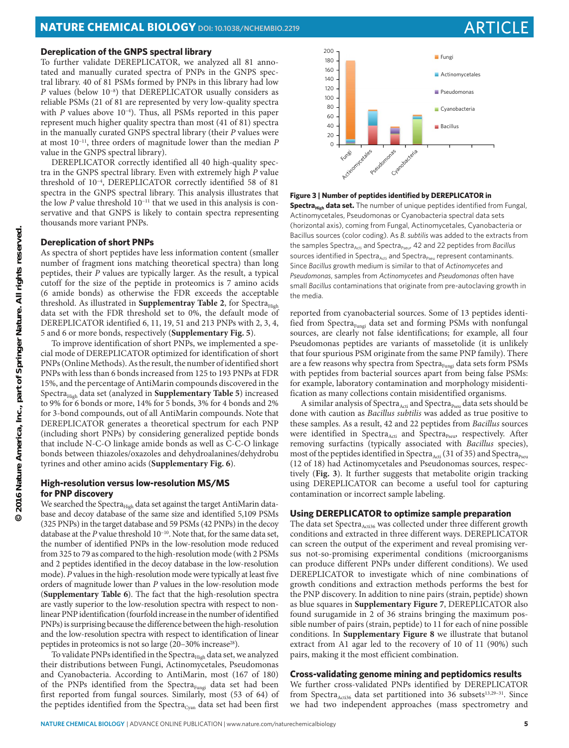### Dereplication of the GNPS spectral library

To further validate DEREPLICATOR, we analyzed all 81 annotated and manually curated spectra of PNPs in the GNPS spectral library. 40 of 81 PSMs formed by PNPs in this library had low *P* values (below $10^{-8}$) that DEREPLICATOR usually considers as reliable PSMs (21 of 81 are represented by very low-quality spectra with *P* values above $10^{-4}$). Thus, all PSMs reported in this paper represent much higher quality spectra than most (41 of 81) spectra in the manually curated GNPS spectral library (their *P* values were at most $10^{-11}$, three orders of magnitude lower than the median *P* value in the GNPS spectral library).

DEREPLICATOR correctly identified all 40 high-quality spectra in the GNPS spectral library. Even with extremely high *P* value threshold of $10^{-4}$, DEREPLICATOR correctly identified 58 of 81 spectra in the GNPS spectral library. This analysis illustrates that the low *P* value threshold $10^{-11}$ that we used in this analysis is conservative and that GNPS is likely to contain spectra representing thousands more variant PNPs.

### Dereplication of short PNPs

As spectra of short peptides have less information content (smaller number of fragment ions matching theoretical spectra) than long peptides, their *P* values are typically larger. As the result, a typical cutoff for the size of the peptide in proteomics is 7 amino acids (6 amide bonds) as otherwise the FDR exceeds the acceptable threshold. As illustrated in **Supplementray Table 2**, for $\text{Spectra}_{\text{High}}$ data set with the FDR threshold set to 0%, the default mode of DEREPLICATOR identified 6, 11, 19, 51 and 213 PNPs with 2, 3, 4, 5 and 6 or more bonds, respectively (**Supplementary Fig. 5**).

To improve identification of short PNPs, we implemented a special mode of DEREPLICATOR optimized for identification of short PNPs (Online Methods). As the result, the number of identified short PNPs with less than 6 bonds increased from 125 to 193 PNPs at FDR 15%, and the percentage of AntiMarin compounds discovered in the $\text{Spectra}_{\text{High}}$ data set (analyzed in **Supplementary Table 5**) increased to 9% for 6 bonds or more, 14% for 5 bonds, 3% for 4 bonds and 2% for 3-bond compounds, out of all AntiMarin compounds. Note that DEREPLICATOR generates a theoretical spectrum for each PNP (including short PNPs) by considering generalized peptide bonds that include N-C-O linkage amide bonds as well as C-C-O linkage bonds between thiazoles/oxazoles and dehydroalanines/dehydrobutyrines and other amino acids (**Supplementary Fig. 6**).

### High-resolution versus low-resolution MS/MS for PNP discovery

We searched the $\text{Spectra}_{\text{High}}$ data set against the target AntiMarin database and decoy database of the same size and identified 5,109 PSMs (325 PNPs) in the target database and 59 PSMs (42 PNPs) in the decoy database at the *P* value threshold $10^{-10}$. Note that, for the same data set, the number of identified PNPs in the low-resolution mode reduced from 325 to 79 as compared to the high-resolution mode (with 2 PSMs and 2 peptides identified in the decoy database in the low-resolution mode). *P* values in the high-resolution mode were typically at least five orders of magnitude lower than *P* values in the low-resolution mode (**Supplementary Table 6**). The fact that the high-resolution spectra are vastly superior to the low-resolution spectra with respect to nonlinear PNP identification (fourfold increase in the number of identified PNPs) is surprising because the difference between the high-resolution and the low-resolution spectra with respect to identification of linear peptides in proteomics is not so large (20–30% increase[28]).

To validate PNPs identified in the $\text{Spectra}_{\text{High}}$ data set, we analyzed their distributions between Fungi, Actinomycetales, Pseudomonas and Cyanobacteria. According to AntiMarin, most (167 of 180) of the PNPs identified from the $\text{Spectra}_{\text{Fungi}}$ data set had been first reported from fungal sources. Similarly, most (53 of 64) of the peptides identified from the $\text{Spectra}_{\text{Cyan}}$ data set had been first reported from cyanobacterial sources. Some of 13 peptides identified from $\text{Spectra}_{\text{Fungi}}$ data set and forming PSMs with nonfungal sources, are clearly not false identifications; for example, all four Pseudomonas peptides are variants of massetolide (it is unlikely that four spurious PSM originate from the same PNP family). There are a few reasons why spectra from $\text{Spectra}_{\text{Fungi}}$ data sets form PSMs with peptides from bacterial sources apart from being false PSMs: for example, laboratory contamination and morphology misidentification as many collections contain misidentified organisms.

**Figure 3 | Number of peptides identified by DEREPLICATOR in $\text{Spectra}_{\text{High}}$ data set.** The number of unique peptides identified from Fungal, Actinomycetales, Pseudomonas or Cyanobacteria spectral data sets (horizontal axis), coming from Fungal, Actinomycetales, Cyanobacteria or Bacillus sources (color coding). As *B. subtilis* was added to the extracts from the samples $\text{Spectra}_{\text{Acti}}$ and $\text{Spectra}_{\text{Pseu}}$, 42 and 22 peptides from *Bacillus* sources identified in $\text{Spectra}_{\text{Acti}}$ and $\text{Spectra}_{\text{Pseu}}$ represent contaminants. Since *Bacillus* growth medium is similar to that of *Actinomycetes* and *Pseudomonas*, samples from *Actinomycetes* and *Pseudomonas* often have small *Bacillus* contaminations that originate from pre-autoclaving growth in the media.

A similar analysis of $\text{Spectra}_{\text{Acti}}$ and $\text{Spectra}_{\text{Pseu}}$ data sets should be done with caution as *Bacillus subtilis* was added as true positive to these samples. As a result, 42 and 22 peptides from *Bacillus* sources were identified in $\text{Spectra}_{\text{Acti}}$ and $\text{Spectra}_{\text{Pseu}}$, respectively. After removing surfactins (typically associated with *Bacillus* species), most of the peptides identified in $\text{Spectra}_{\text{Acti}}$ (31 of 35) and $\text{Spectra}_{\text{Pseu}}$ (12 of 18) had Actinomycetales and Pseudomonas sources, respectively (**Fig. 3**). It further suggests that metabolite origin tracking using DEREPLICATOR can become a useful tool for capturing contamination or incorrect sample labeling.

### Using DEREPLICATOR to optimize sample preparation

The data set $\text{Spectra}_{\text{Acti36}}$ was collected under three different growth conditions and extracted in three different ways. DEREPLICATOR can screen the output of the experiment and reveal promising versus not-so-promising experimental conditions (microorganisms can produce different PNPs under different conditions). We used DEREPLICATOR to investigate which of nine combinations of growth conditions and extraction methods performs the best for the PNP discovery. In addition to nine pairs (strain, peptide) shown as blue squares in **Supplementary Figure 7**, DEREPLICATOR also found surugamide in 2 of 36 strains bringing the maximum possible number of pairs (strain, peptide) to 11 for each of nine possible conditions. In **Supplementary Figure 8** we illustrate that butanol extract from A1 agar led to the recovery of 10 of 11 (90%) such pairs, making it the most efficient combination.

### Cross-validating genome mining and peptidomics results

We further cross-validated PNPs identified by DEREPLICATOR from $\text{Spectra}_{\text{Acti36}}$ data set partitioned into 36 subsets[13,29–31]. Since we had two independent approaches (mass spectrometry and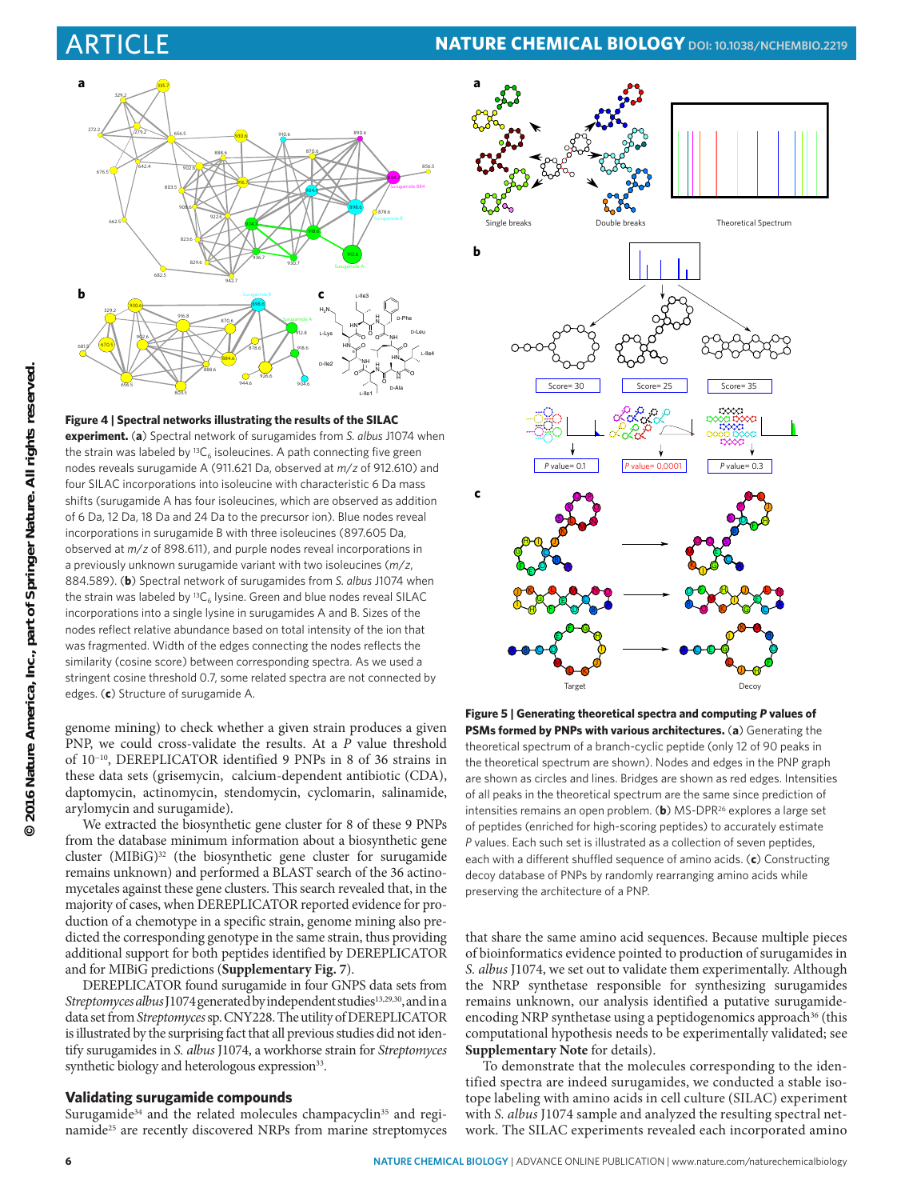Figure 4 | Spectral networks illustrating the results of the SILAC experiment. (a) Spectral network of surugamides from *S. albus* J1074 when the strain was labeled by $^{13}C_6$ isoleucines. A path connecting five green nodes reveals surugamide A (911.621 Da, observed at *m*/*z* of 912.610) and four SILAC incorporations into isoleucine with characteristic 6 Da mass shifts (surugamide A has four isoleucines, which are observed as addition of 6 Da, 12 Da, 18 Da and 24 Da to the precursor ion). Blue nodes reveal incorporations in surugamide B with three isoleucines (897.605 Da, observed at *m*/*z* of 898.611), and purple nodes reveal incorporations in a previously unknown surugamide variant with two isoleucines (*m*/*z*, 884.589). (b) Spectral network of surugamides from *S. albus* J1074 when the strain was labeled by $^{13}C_6$ lysine. Green and blue nodes reveal SILAC incorporations into a single lysine in surugamides A and B. Sizes of the nodes reflect relative abundance based on total intensity of the ion that was fragmented. Width of the edges connecting the nodes reflects the similarity (cosine score) between corresponding spectra. As we used a stringent cosine threshold 0.7, some related spectra are not connected by edges. (c) Structure of surugamide A.

Figure 5 | Generating theoretical spectra and computing *P* values of PSMs formed by PNPs with various architectures. (a) Generating the theoretical spectrum of a branch-cyclic peptide (only 12 of 90 peaks in the theoretical spectrum are shown). Nodes and edges in the PNP graph are shown as circles and lines. Bridges are shown as red edges. Intensities of all peaks in the theoretical spectrum are the same since prediction of intensities remains an open problem. (b) MS-DPR[26] explores a large set of peptides (enriched for high-scoring peptides) to accurately estimate *P* values. Each such set is illustrated as a collection of seven peptides, each with a different shuffled sequence of amino acids. (c) Constructing decoy database of PNPs by randomly rearranging amino acids while preserving the architecture of a PNP.

genome mining) to check whether a given strain produces a given PNP, we could cross-validate the results. At a *P* value threshold of $10^{-10}$, DEREPLICATOR identified 9 PNPs in 8 of 36 strains in these data sets (grisemycin, calcium-dependent antibiotic (CDA), daptomycin, actinomycin, stendomycin, cyclomarin, salinamide, arylomycin and surugamide).

We extracted the biosynthetic gene cluster for 8 of these 9 PNPs from the database minimum information about a biosynthetic gene cluster (MIBiG)[32] (the biosynthetic gene cluster for surugamide remains unknown) and performed a BLAST search of the 36 actinomycetales against these gene clusters. This search revealed that, in the majority of cases, when DEREPLICATOR reported evidence for production of a chemotype in a specific strain, genome mining also predicted the corresponding genotype in the same strain, thus providing additional support for both peptides identified by DEREPLICATOR and for MIBiG predictions (**Supplementary Fig. 7**).

DEREPLICATOR found surugamide in four GNPS data sets from *Streptomyces albus* J1074 generated by independent studies[13,29,30], and in a data set from *Streptomyces* sp. CNY228. The utility of DEREPLICATOR is illustrated by the surprising fact that all previous studies did not identify surugamides in *S. albus* J1074, a workhorse strain for *Streptomyces* synthetic biology and heterologous expression[33].

### Validating surugamide compounds

Surugamide[34] and the related molecules champacyclin[35] and reginamide[25] are recently discovered NRPs from marine streptomyces that share the same amino acid sequences. Because multiple pieces of bioinformatics evidence pointed to production of surugamides in *S. albus* J1074, we set out to validate them experimentally. Although the NRP synthetase responsible for synthesizing surugamides remains unknown, our analysis identified a putative surugamide-encoding NRP synthetase using a peptidogenomics approach[36] (this computational hypothesis needs to be experimentally validated; see **Supplementary Note** for details).

To demonstrate that the molecules corresponding to the identified spectra are indeed surugamides, we conducted a stable isotope labeling with amino acids in cell culture (SILAC) experiment with *S. albus* J1074 sample and analyzed the resulting spectral network. The SILAC experiments revealed each incorporated amino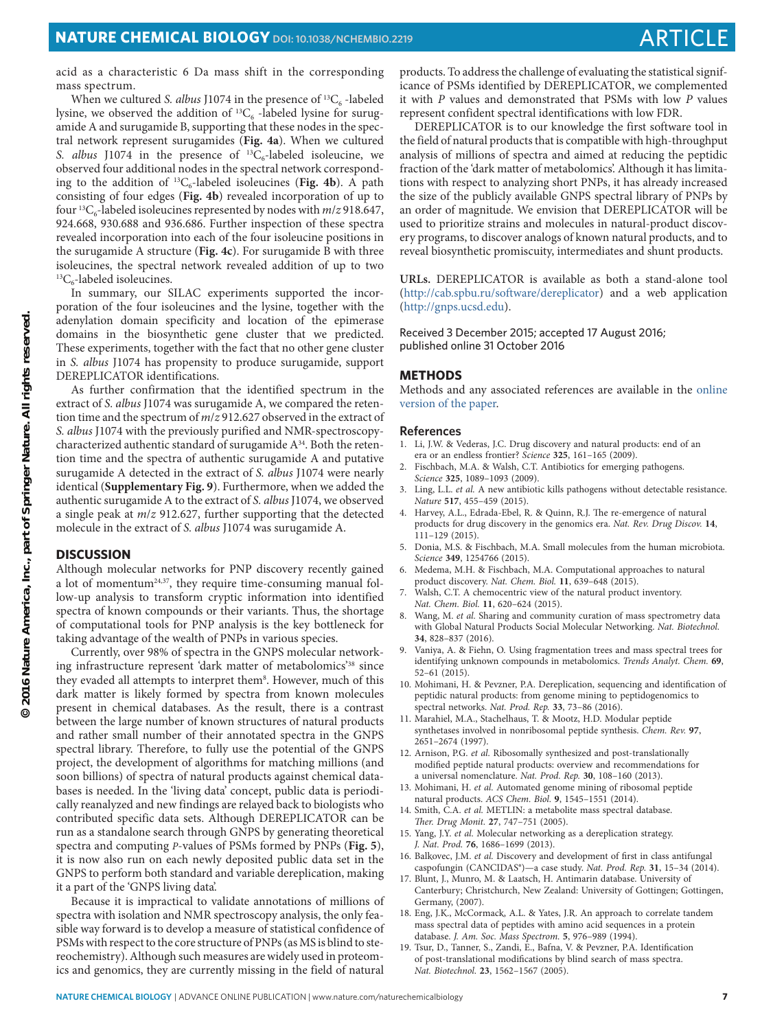acid as a characteristic 6 Da mass shift in the corresponding mass spectrum.

When we cultured *S. albus* J1074 in the presence of $^{13}C_6$ -labeled lysine, we observed the addition of $^{13}C_6$ -labeled lysine for surugamide A and surugamide B, supporting that these nodes in the spectral network represent surugamides (**Fig. 4a**). When we cultured *S. albus* J1074 in the presence of $^{13}C_6$-labeled isoleucine, we observed four additional nodes in the spectral network corresponding to the addition of $^{13}C_6$-labeled isoleucines (**Fig. 4b**). A path consisting of four edges (**Fig. 4b**) revealed incorporation of up to four $^{13}C_6$-labeled isoleucines represented by nodes with *m*/*z* 918.647, 924.668, 930.688 and 936.686. Further inspection of these spectra revealed incorporation into each of the four isoleucine positions in the surugamide A structure (**Fig. 4c**). For surugamide B with three isoleucines, the spectral network revealed addition of up to two $^{13}C_6$-labeled isoleucines.

In summary, our SILAC experiments supported the incorporation of the four isoleucines and the lysine, together with the adenylation domain specificity and location of the epimerase domains in the biosynthetic gene cluster that we predicted. These experiments, together with the fact that no other gene cluster in *S. albus* J1074 has propensity to produce surugamide, support DEREPLICATOR identifications.

As further confirmation that the identified spectrum in the extract of *S. albus* J1074 was surugamide A, we compared the retention time and the spectrum of *m*/*z* 912.627 observed in the extract of *S. albus* J1074 with the previously purified and NMR-spectroscopy-characterized authentic standard of surugamide A[34]. Both the retention time and the spectra of authentic surugamide A and putative surugamide A detected in the extract of *S. albus* J1074 were nearly identical (**Supplementary Fig. 9**). Furthermore, when we added the authentic surugamide A to the extract of *S. albus* J1074, we observed a single peak at *m*/*z* 912.627, further supporting that the detected molecule in the extract of *S. albus* J1074 was surugamide A.

## DISCUSSION

Although molecular networks for PNP discovery recently gained a lot of momentum[24,37], they require time-consuming manual follow-up analysis to transform cryptic information into identified spectra of known compounds or their variants. Thus, the shortage of computational tools for PNP analysis is the key bottleneck for taking advantage of the wealth of PNPs in various species.

Currently, over 98% of spectra in the GNPS molecular networking infrastructure represent 'dark matter of metabolomics'[38] since they evaded all attempts to interpret them[8]. However, much of this dark matter is likely formed by spectra from known molecules present in chemical databases. As the result, there is a contrast between the large number of known structures of natural products and rather small number of their annotated spectra in the GNPS spectral library. Therefore, to fully use the potential of the GNPS project, the development of algorithms for matching millions (and soon billions) of spectra of natural products against chemical databases is needed. In the 'living data' concept, public data is periodically reanalyzed and new findings are relayed back to biologists who contributed specific data sets. Although DEREPLICATOR can be run as a standalone search through GNPS by generating theoretical spectra and computing *P*-values of PSMs formed by PNPs (**Fig. 5**), it is now also run on each newly deposited public data set in the GNPS to perform both standard and variable dereplication, making it a part of the 'GNPS living data'.

Because it is impractical to validate annotations of millions of spectra with isolation and NMR spectroscopy analysis, the only feasible way forward is to develop a measure of statistical confidence of PSMs with respect to the core structure of PNPs (as MS is blind to stereochemistry). Although such measures are widely used in proteomics and genomics, they are currently missing in the field of natural products. To address the challenge of evaluating the statistical significance of PSMs identified by DEREPLICATOR, we complemented it with *P* values and demonstrated that PSMs with low *P* values represent confident spectral identifications with low FDR.

DEREPLICATOR is to our knowledge the first software tool in the field of natural products that is compatible with high-throughput analysis of millions of spectra and aimed at reducing the peptidic fraction of the 'dark matter of metabolomics'. Although it has limitations with respect to analyzing short PNPs, it has already increased the size of the publicly available GNPS spectral library of PNPs by an order of magnitude. We envision that DEREPLICATOR will be used to prioritize strains and molecules in natural-product discovery programs, to discover analogs of known natural products, and to reveal biosynthetic promiscuity, intermediates and shunt products.

**URLs.** DEREPLICATOR is available as both a stand-alone tool (http://cab.spbu.ru/software/dereplicator) and a web application (http://gnps.ucsd.edu).

Received 3 December 2015; accepted 17 August 2016; published online 31 October 2016

## METHODS

Methods and any associated references are available in the online version of the paper.

## References

1. Li, J.W. & Vederas, J.C. Drug discovery and natural products: end of an era or an endless frontier? *Science* **325**, 161–165 (2009).
2. Fischbach, M.A. & Walsh, C.T. Antibiotics for emerging pathogens. *Science* **325**, 1089–1093 (2009).
3. Ling, L.L. *et al.* A new antibiotic kills pathogens without detectable resistance. *Nature* **517**, 455–459 (2015).
4. Harvey, A.L., Edrada-Ebel, R. & Quinn, R.J. The re-emergence of natural products for drug discovery in the genomics era. *Nat. Rev. Drug Discov.* **14**, 111–129 (2015).
5. Donia, M.S. & Fischbach, M.A. Small molecules from the human microbiota. *Science* **349**, 1254766 (2015).
6. Medema, M.H. & Fischbach, M.A. Computational approaches to natural product discovery. *Nat. Chem. Biol.* **11**, 639–648 (2015).
7. Walsh, C.T. A chemocentric view of the natural product inventory. *Nat. Chem. Biol.* **11**, 620–624 (2015).
8. Wang, M. *et al.* Sharing and community curation of mass spectrometry data with Global Natural Products Social Molecular Networking. *Nat. Biotechnol.* **34**, 828–837 (2016).
9. Vaniya, A. & Fiehn, O. Using fragmentation trees and mass spectral trees for identifying unknown compounds in metabolomics. *Trends Analyt. Chem.* **69**, 52–61 (2015).
10. Mohimani, H. & Pevzner, P.A. Dereplication, sequencing and identification of peptidic natural products: from genome mining to peptidogenomics to spectral networks. *Nat. Prod. Rep.* **33**, 73–86 (2016).
11. Marahiel, M.A., Stachelhaus, T. & Mootz, H.D. Modular peptide synthetases involved in nonribosomal peptide synthesis. *Chem. Rev.* **97**, 2651–2674 (1997).
12. Arnison, P.G. *et al.* Ribosomally synthesized and post-translationally modified peptide natural products: overview and recommendations for a universal nomenclature. *Nat. Prod. Rep.* **30**, 108–160 (2013).
13. Mohimani, H. *et al.* Automated genome mining of ribosomal peptide natural products. *ACS Chem. Biol.* **9**, 1545–1551 (2014).
14. Smith, C.A. *et al.* METLIN: a metabolite mass spectral database. *Ther. Drug Monit.* **27**, 747–751 (2005).
15. Yang, J.Y. *et al.* Molecular networking as a dereplication strategy. *J. Nat. Prod.* **76**, 1686–1699 (2013).
16. Balkovec, J.M. *et al.* Discovery and development of first in class antifungal caspofungin (CANCIDAS®)—a case study. *Nat. Prod. Rep.* **31**, 15–34 (2014).
17. Blunt, J., Munro, M. & Laatsch, H. Antimarin database. University of Canterbury; Christchurch, New Zealand: University of Gottingen; Gottingen, Germany, (2007).
18. Eng, J.K., McCormack, A.L. & Yates, J.R. An approach to correlate tandem mass spectral data of peptides with amino acid sequences in a protein database. *J. Am. Soc. Mass Spectrom.* **5**, 976–989 (1994).
19. Tsur, D., Tanner, S., Zandi, E., Bafna, V. & Pevzner, P.A. Identification of post-translational modifications by blind search of mass spectra. *Nat. Biotechnol.* **23**, 1562–1567 (2005).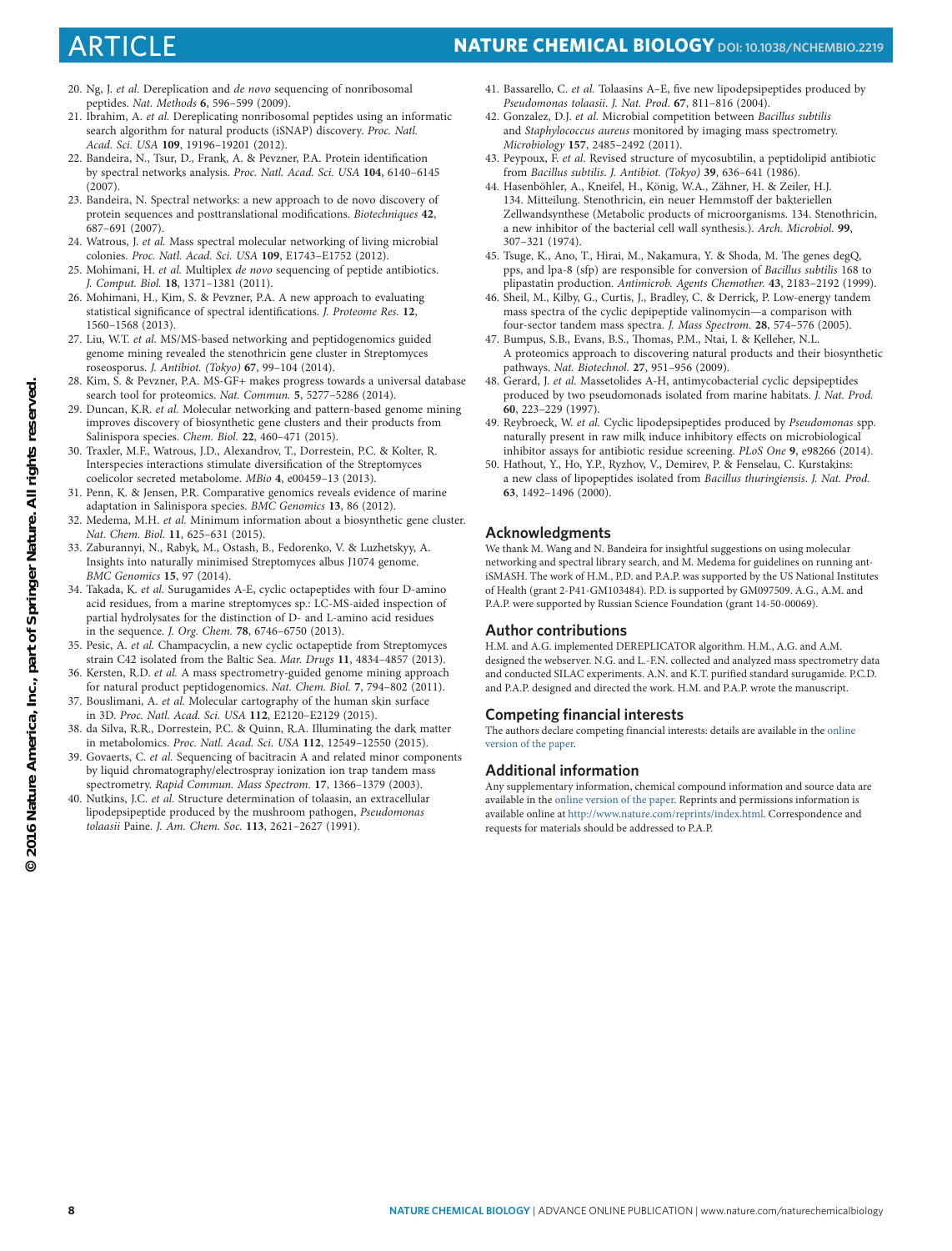20. Ng, J. *et al.* Dereplication and *de novo* sequencing of nonribosomal peptides. *Nat. Methods* **6**, 596–599 (2009).
21. Ibrahim, A. *et al.* Dereplicating nonribosomal peptides using an informatic search algorithm for natural products (iSNAP) discovery. *Proc. Natl. Acad. Sci. USA* **109**, 19196–19201 (2012).
22. Bandeira, N., Tsur, D., Frank, A. & Pevzner, P.A. Protein identification by spectral networks analysis. *Proc. Natl. Acad. Sci. USA* **104**, 6140–6145 (2007).
23. Bandeira, N. Spectral networks: a new approach to de novo discovery of protein sequences and posttranslational modifications. *Biotechniques* **42**, 687–691 (2007).
24. Watrous, J. *et al.* Mass spectral molecular networking of living microbial colonies. *Proc. Natl. Acad. Sci. USA* **109**, E1743–E1752 (2012).
25. Mohimani, H. *et al.* Multiplex *de novo* sequencing of peptide antibiotics. *J. Comput. Biol.* **18**, 1371–1381 (2011).
26. Mohimani, H., Kim, S. & Pevzner, P.A. A new approach to evaluating statistical significance of spectral identifications. *J. Proteome Res.* **12**, 1560–1568 (2013).
27. Liu, W.T. *et al.* MS/MS-based networking and peptidogenomics guided genome mining revealed the stenothricin gene cluster in Streptomyces roseosporus. *J. Antibiot. (Tokyo)* **67**, 99–104 (2014).
28. Kim, S. & Pevzner, P.A. MS-GF+ makes progress towards a universal database search tool for proteomics. *Nat. Commun.* **5**, 5277–5286 (2014).
29. Duncan, K.R. *et al.* Molecular networking and pattern-based genome mining improves discovery of biosynthetic gene clusters and their products from Salinispora species. *Chem. Biol.* **22**, 460–471 (2015).
30. Traxler, M.F., Watrous, J.D., Alexandrov, T., Dorrestein, P.C. & Kolter, R. Interspecies interactions stimulate diversification of the Streptomyces coelicolor secreted metabolome. *MBio* **4**, e00459–13 (2013).
31. Penn, K. & Jensen, P.R. Comparative genomics reveals evidence of marine adaptation in Salinispora species. *BMC Genomics* **13**, 86 (2012).
32. Medema, M.H. *et al.* Minimum information about a biosynthetic gene cluster. *Nat. Chem. Biol.* **11**, 625–631 (2015).
33. Zaburannyi, N., Rabyk, M., Ostash, B., Fedorenko, V. & Luzhetskyy, A. Insights into naturally minimised Streptomyces albus J1074 genome. *BMC Genomics* **15**, 97 (2014).
34. Takada, K. *et al.* Surugamides A-E, cyclic octapeptides with four D-amino acid residues, from a marine streptomyces sp.: LC-MS-aided inspection of partial hydrolysates for the distinction of D- and L-amino acid residues in the sequence. *J. Org. Chem.* **78**, 6746–6750 (2013).
35. Pesic, A. *et al.* Champacyclin, a new cyclic octapeptide from Streptomyces strain C42 isolated from the Baltic Sea. *Mar. Drugs* **11**, 4834–4857 (2013).
36. Kersten, R.D. *et al.* A mass spectrometry-guided genome mining approach for natural product peptidogenomics. *Nat. Chem. Biol.* **7**, 794–802 (2011).
37. Bouslimani, A. *et al.* Molecular cartography of the human skin surface in 3D. *Proc. Natl. Acad. Sci. USA* **112**, E2120–E2129 (2015).
38. da Silva, R.R., Dorrestein, P.C. & Quinn, R.A. Illuminating the dark matter in metabolomics. *Proc. Natl. Acad. Sci. USA* **112**, 12549–12550 (2015).
39. Govaerts, C. *et al.* Sequencing of bacitracin A and related minor components by liquid chromatography/electrospray ionization ion trap tandem mass spectrometry. *Rapid Commun. Mass Spectrom.* **17**, 1366–1379 (2003).
40. Nutkins, J.C. *et al.* Structure determination of tolaasin, an extracellular lipodepsipeptide produced by the mushroom pathogen, *Pseudomonas tolaasii* Paine. *J. Am. Chem. Soc.* **113**, 2621–2627 (1991).
41. Bassarello, C. *et al.* Tolaasins A–E, five new lipodepsipeptides produced by *Pseudomonas tolaasii*. *J. Nat. Prod.* **67**, 811–816 (2004).
42. Gonzalez, D.J. *et al.* Microbial competition between *Bacillus subtilis* and *Staphylococcus aureus* monitored by imaging mass spectrometry. *Microbiology* **157**, 2485–2492 (2011).
43. Peypoux, F. *et al.* Revised structure of mycosubtilin, a peptidolipid antibiotic from *Bacillus subtilis*. *J. Antibiot. (Tokyo)* **39**, 636–641 (1986).
44. Hasenböhler, A., Kneifel, H., König, W.A., Zähner, H. & Zeiler, H.J. 134. Mitteilung. Stenothricin, ein neuer Hemmstoff der bakteriellen Zellwandsynthese (Metabolic products of microorganisms. 134. Stenothricin, a new inhibitor of the bacterial cell wall synthesis.). *Arch. Microbiol.* **99**, 307–321 (1974).
45. Tsuge, K., Ano, T., Hirai, M., Nakamura, Y. & Shoda, M. The genes degQ, pps, and lpa-8 (sfp) are responsible for conversion of *Bacillus subtilis* 168 to plipastatin production. *Antimicrob. Agents Chemother.* **43**, 2183–2192 (1999).
46. Sheil, M., Kilby, G., Curtis, J., Bradley, C. & Derrick, P. Low-energy tandem mass spectra of the cyclic depipeptide valinomycin—a comparison with four-sector tandem mass spectra. *J. Mass Spectrom.* **28**, 574–576 (2005).
47. Bumpus, S.B., Evans, B.S., Thomas, P.M., Ntai, I. & Kelleher, N.L. A proteomics approach to discovering natural products and their biosynthetic pathways. *Nat. Biotechnol.* **27**, 951–956 (2009).
48. Gerard, J. *et al.* Massetolides A-H, antimycobacterial cyclic depsipeptides produced by two pseudomonads isolated from marine habitats. *J. Nat. Prod.* **60**, 223–229 (1997).
49. Reybroeck, W. *et al.* Cyclic lipodepsipeptides produced by *Pseudomonas* spp. naturally present in raw milk induce inhibitory effects on microbiological inhibitor assays for antibiotic residue screening. *PLoS One* **9**, e98266 (2014).
50. Hathout, Y., Ho, Y.P., Ryzhov, V., Demirev, P. & Fenselau, C. Kurstakins: a new class of lipopeptides isolated from *Bacillus thuringiensis*. *J. Nat. Prod.* **63**, 1492–1496 (2000).

## Acknowledgments

We thank M. Wang and N. Bandeira for insightful suggestions on using molecular networking and spectral library search, and M. Medema for guidelines on running antiSMASH. The work of H.M., P.D. and P.A.P. was supported by the US National Institutes of Health (grant 2-P41-GM103484). P.D. is supported by GM097509. A.G., A.M. and P.A.P. were supported by Russian Science Foundation (grant 14-50-00069).

## Author contributions

H.M. and A.G. implemented DEREPLICATOR algorithm. H.M., A.G. and A.M. designed the webserver. N.G. and L.-F.N. collected and analyzed mass spectrometry data and conducted SILAC experiments. A.N. and K.T. purified standard surugamide. P.C.D. and P.A.P. designed and directed the work. H.M. and P.A.P. wrote the manuscript.

## Competing financial interests

The authors declare competing financial interests: details are available in the online version of the paper.

## Additional information

Any supplementary information, chemical compound information and source data are available in the online version of the paper. Reprints and permissions information is available online at http://www.nature.com/reprints/index.html. Correspondence and requests for materials should be addressed to P.A.P.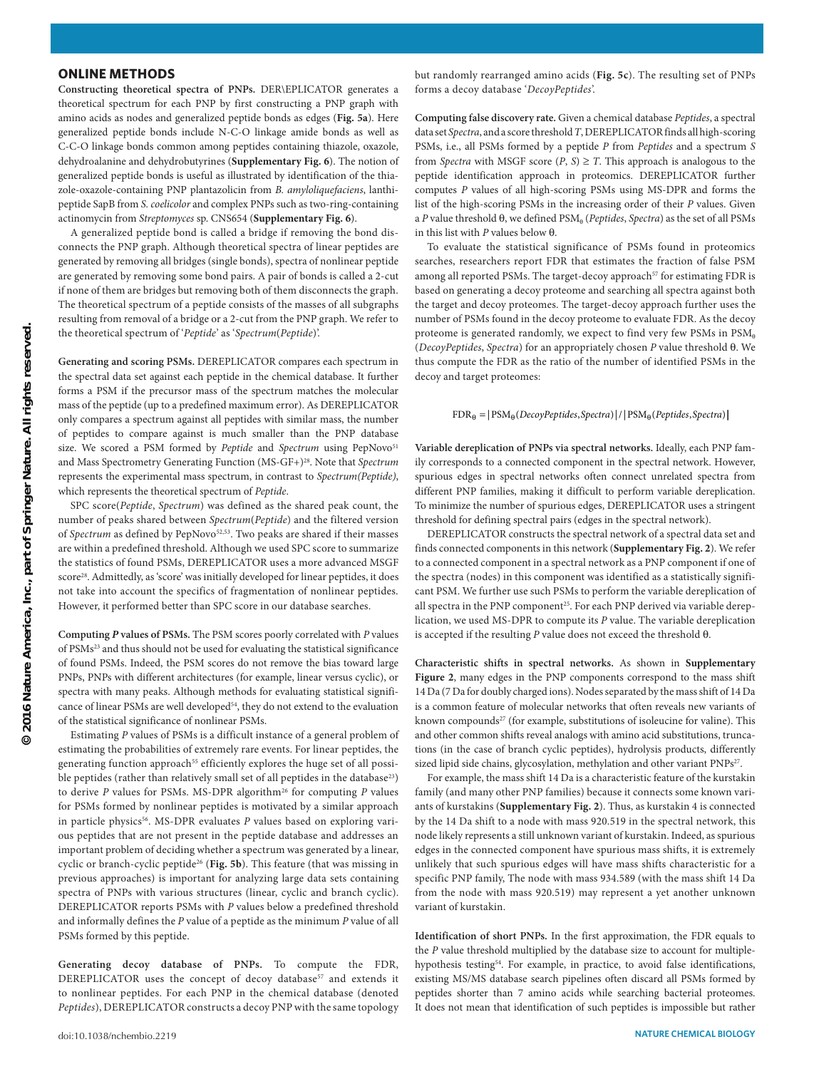## ONLINE METHODS

**Constructing theoretical spectra of PNPs.** DER\EPLICATOR generates a theoretical spectrum for each PNP by first constructing a PNP graph with amino acids as nodes and generalized peptide bonds as edges (**Fig. 5a**). Here generalized peptide bonds include N-C-O linkage amide bonds as well as C-C-O linkage bonds common among peptides containing thiazole, oxazole, dehydroalanine and dehydrobutyrines (**Supplementary Fig. 6**). The notion of generalized peptide bonds is useful as illustrated by identification of the thiazole-oxazole-containing PNP plantazolicin from *B. amyloliquefaciens*, lanthipeptide SapB from *S. coelicolor* and complex PNPs such as two-ring-containing actinomycin from *Streptomyces* sp. CNS654 (**Supplementary Fig. 6**).

A generalized peptide bond is called a bridge if removing the bond disconnects the PNP graph. Although theoretical spectra of linear peptides are generated by removing all bridges (single bonds), spectra of nonlinear peptide are generated by removing some bond pairs. A pair of bonds is called a 2-cut if none of them are bridges but removing both of them disconnects the graph. The theoretical spectrum of a peptide consists of the masses of all subgraphs resulting from removal of a bridge or a 2-cut from the PNP graph. We refer to the theoretical spectrum of '*Peptide*' as '*Spectrum*(*Peptide*)'.

**Generating and scoring PSMs.** DEREPLICATOR compares each spectrum in the spectral data set against each peptide in the chemical database. It further forms a PSM if the precursor mass of the spectrum matches the molecular mass of the peptide (up to a predefined maximum error). As DEREPLICATOR only compares a spectrum against all peptides with similar mass, the number of peptides to compare against is much smaller than the PNP database size. We scored a PSM formed by *Peptide* and *Spectrum* using PepNovo[51] and Mass Spectrometry Generating Function (MS-GF+)[28]. Note that *Spectrum* represents the experimental mass spectrum, in contrast to *Spectrum(Peptide)*, which represents the theoretical spectrum of *Peptide*.

SPC score(*Peptide*, *Spectrum*) was defined as the shared peak count, the number of peaks shared between *Spectrum*(*Peptide*) and the filtered version of *Spectrum* as defined by PepNovo[52,53]. Two peaks are shared if their masses are within a predefined threshold. Although we used SPC score to summarize the statistics of found PSMs, DEREPLICATOR uses a more advanced MSGF score[28]. Admittedly, as 'score' was initially developed for linear peptides, it does not take into account the specifics of fragmentation of nonlinear peptides. However, it performed better than SPC score in our database searches.

**Computing *P* values of PSMs.** The PSM scores poorly correlated with *P* values of PSMs[23] and thus should not be used for evaluating the statistical significance of found PSMs. Indeed, the PSM scores do not remove the bias toward large PNPs, PNPs with different architectures (for example, linear versus cyclic), or spectra with many peaks. Although methods for evaluating statistical significance of linear PSMs are well developed[54], they do not extend to the evaluation of the statistical significance of nonlinear PSMs.

Estimating *P* values of PSMs is a difficult instance of a general problem of estimating the probabilities of extremely rare events. For linear peptides, the generating function approach[55] efficiently explores the huge set of all possible peptides (rather than relatively small set of all peptides in the database[23]) to derive *P* values for PSMs. MS-DPR algorithm[26] for computing *P* values for PSMs formed by nonlinear peptides is motivated by a similar approach in particle physics[56]. MS-DPR evaluates *P* values based on exploring various peptides that are not present in the peptide database and addresses an important problem of deciding whether a spectrum was generated by a linear, cyclic or branch-cyclic peptide[26] (**Fig. 5b**). This feature (that was missing in previous approaches) is important for analyzing large data sets containing spectra of PNPs with various structures (linear, cyclic and branch cyclic). DEREPLICATOR reports PSMs with *P* values below a predefined threshold and informally defines the *P* value of a peptide as the minimum *P* value of all PSMs formed by this peptide.

**Generating decoy database of PNPs.** To compute the FDR, DEREPLICATOR uses the concept of decoy database[57] and extends it to nonlinear peptides. For each PNP in the chemical database (denoted *Peptides*), DEREPLICATOR constructs a decoy PNP with the same topology but randomly rearranged amino acids (**Fig. 5c**). The resulting set of PNPs forms a decoy database '*DecoyPeptides*'.

**Computing false discovery rate.** Given a chemical database *Peptides*, a spectral data set *Spectra*, and a score threshold *T*, DEREPLICATOR finds all high-scoring PSMs, i.e., all PSMs formed by a peptide *P* from *Peptides* and a spectrum *S* from *Spectra* with MSGF score $(P, S) \geq T$. This approach is analogous to the peptide identification approach in proteomics. DEREPLICATOR further computes *P* values of all high-scoring PSMs using MS-DPR and forms the list of the high-scoring PSMs in the increasing order of their *P* values. Given a *P* value threshold θ, we defined $\mathrm{PSM}_\theta$ (*Peptides*, *Spectra*) as the set of all PSMs in this list with *P* values below θ.

To evaluate the statistical significance of PSMs found in proteomics searches, researchers report FDR that estimates the fraction of false PSM among all reported PSMs. The target-decoy approach[57] for estimating FDR is based on generating a decoy proteome and searching all spectra against both the target and decoy proteomes. The target-decoy approach further uses the number of PSMs found in the decoy proteome to evaluate FDR. As the decoy proteome is generated randomly, we expect to find very few PSMs in $\mathrm{PSM}_\theta$ (*DecoyPeptides*, *Spectra*) for an appropriately chosen *P* value threshold θ. We thus compute the FDR as the ratio of the number of identified PSMs in the decoy and target proteomes:

$$\mathrm{FDR}_\theta = |\mathrm{PSM}_\theta(\mathit{DecoyPeptides}, \mathit{Spectra})| \,/\, |\mathrm{PSM}_\theta(\mathit{Peptides}, \mathit{Spectra})|$$

**Variable dereplication of PNPs via spectral networks.** Ideally, each PNP family corresponds to a connected component in the spectral network. However, spurious edges in spectral networks often connect unrelated spectra from different PNP families, making it difficult to perform variable dereplication. To minimize the number of spurious edges, DEREPLICATOR uses a stringent threshold for defining spectral pairs (edges in the spectral network).

DEREPLICATOR constructs the spectral network of a spectral data set and finds connected components in this network (**Supplementary Fig. 2**). We refer to a connected component in a spectral network as a PNP component if one of the spectra (nodes) in this component was identified as a statistically significant PSM. We further use such PSMs to perform the variable dereplication of all spectra in the PNP component[25]. For each PNP derived via variable dereplication, we used MS-DPR to compute its *P* value. The variable dereplication is accepted if the resulting *P* value does not exceed the threshold θ.

**Characteristic shifts in spectral networks.** As shown in **Supplementary Figure 2**, many edges in the PNP components correspond to the mass shift 14 Da (7 Da for doubly charged ions). Nodes separated by the mass shift of 14 Da is a common feature of molecular networks that often reveals new variants of known compounds[27] (for example, substitutions of isoleucine for valine). This and other common shifts reveal analogs with amino acid substitutions, truncations (in the case of branch cyclic peptides), hydrolysis products, differently sized lipid side chains, glycosylation, methylation and other variant PNPs[27].

For example, the mass shift 14 Da is a characteristic feature of the kurstakin family (and many other PNP families) because it connects some known variants of kurstakins (**Supplementary Fig. 2**). Thus, as kurstakin 4 is connected by the 14 Da shift to a node with mass 920.519 in the spectral network, this node likely represents a still unknown variant of kurstakin. Indeed, as spurious edges in the connected component have spurious mass shifts, it is extremely unlikely that such spurious edges will have mass shifts characteristic for a specific PNP family, The node with mass 934.589 (with the mass shift 14 Da from the node with mass 920.519) may represent a yet another unknown variant of kurstakin.

**Identification of short PNPs.** In the first approximation, the FDR equals to the *P* value threshold multiplied by the database size to account for multiple-hypothesis testing[54]. For example, in practice, to avoid false identifications, existing MS/MS database search pipelines often discard all PSMs formed by peptides shorter than 7 amino acids while searching bacterial proteomes. It does not mean that identification of such peptides is impossible but rather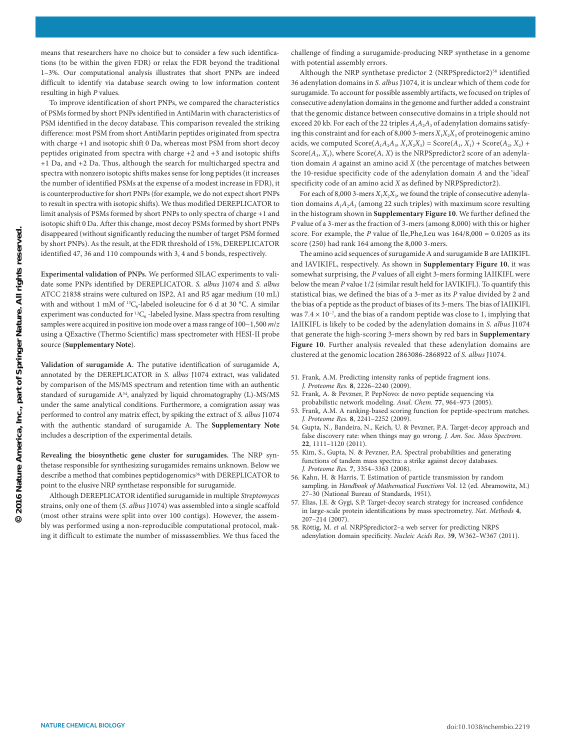means that researchers have no choice but to consider a few such identifications (to be within the given FDR) or relax the FDR beyond the traditional 1–3%. Our computational analysis illustrates that short PNPs are indeed difficult to identify via database search owing to low information content resulting in high *P* values.

To improve identification of short PNPs, we compared the characteristics of PSMs formed by short PNPs identified in AntiMarin with characteristics of PSM identified in the decoy database. This comparison revealed the striking difference: most PSM from short AntiMarin peptides originated from spectra with charge +1 and isotopic shift 0 Da, whereas most PSM from short decoy peptides originated from spectra with charge +2 and +3 and isotopic shifts +1 Da, and +2 Da. Thus, although the search for multicharged spectra and spectra with nonzero isotopic shifts makes sense for long peptides (it increases the number of identified PSMs at the expense of a modest increase in FDR), it is counterproductive for short PNPs (for example, we do not expect short PNPs to result in spectra with isotopic shifts). We thus modified DEREPLICATOR to limit analysis of PSMs formed by short PNPs to only spectra of charge +1 and isotopic shift 0 Da. After this change, most decoy PSMs formed by short PNPs disappeared (without significantly reducing the number of target PSM formed by short PNPs). As the result, at the FDR threshold of 15%, DEREPLICATOR identified 47, 36 and 110 compounds with 3, 4 and 5 bonds, respectively.

**Experimental validation of PNPs.** We performed SILAC experiments to validate some PNPs identified by DEREPLICATOR. *S. albus* J1074 and *S. albus* ATCC 21838 strains were cultured on ISP2, A1 and R5 agar medium (10 mL) with and without 1 mM of $^{13}C_6$-labeled isoleucine for 6 d at 30 °C. A similar experiment was conducted for $^{13}C_6$ -labeled lysine. Mass spectra from resulting samples were acquired in positive ion mode over a mass range of 100–1,500 *m/z* using a QExactive (Thermo Scientific) mass spectrometer with HESI-II probe source (**Supplementary Note**).

**Validation of surugamide A.** The putative identification of surugamide A, annotated by the DEREPLICATOR in *S. albus* J1074 extract, was validated by comparison of the MS/MS spectrum and retention time with an authentic standard of surugamide A[34], analyzed by liquid chromatography (L)-MS/MS under the same analytical conditions. Furthermore, a comigration assay was performed to control any matrix effect, by spiking the extract of *S. albus* J1074 with the authentic standard of surugamide A. The **Supplementary Note** includes a description of the experimental details.

**Revealing the biosynthetic gene cluster for surugamides.** The NRP synthetase responsible for synthesizing surugamides remains unknown. Below we describe a method that combines peptidogenomics[36] with DEREPLICATOR to point to the elusive NRP synthetase responsible for surugamide.

Although DEREPLICATOR identified surugamide in multiple *Streptomyces* strains, only one of them (*S. albus* J1074) was assembled into a single scaffold (most other strains were split into over 100 contigs). However, the assembly was performed using a non-reproducible computational protocol, making it difficult to estimate the number of missassemblies. We thus faced the challenge of finding a surugamide-producing NRP synthetase in a genome with potential assembly errors.

Although the NRP synthetase predictor 2 (NRPSpredictor2)[58] identified 36 adenylation domains in *S. albus* J1074, it is unclear which of them code for surugamide. To account for possible assembly artifacts, we focused on triples of consecutive adenylation domains in the genome and further added a constraint that the genomic distance between consecutive domains in a triple should not exceed 20 kb. For each of the 22 triples $A_1A_2A_3$ of adenylation domains satisfying this constraint and for each of 8,000 3-mers $X_1X_2X_3$ of proteinogenic amino acids, we computed Score($A_1A_2A_3$, $X_1X_2X_3$) = Score($A_1$, $X_1$) + Score($A_2$, $X_2$) + Score($A_3$, $X_3$), where Score($A$, $X$) is the NRPSpredictor2 score of an adenylation domain $A$ against an amino acid $X$ (the percentage of matches between the 10-residue specificity code of the adenylation domain $A$ and the 'ideal' specificity code of an amino acid $X$ as defined by NRPSpredictor2).

For each of 8,000 3-mers $X_1X_2X_3$, we found the triple of consecutive adenylation domains $A_1A_2A_3$ (among 22 such triples) with maximum score resulting in the histogram shown in **Supplementary Figure 10**. We further defined the *P* value of a 3-mer as the fraction of 3-mers (among 8,000) with this or higher score. For example, the *P* value of Ile,Phe,Leu was 164/8,000 = 0.0205 as its score (250) had rank 164 among the 8,000 3-mers.

The amino acid sequences of surugamide A and surugamide B are IAIIKIFL and IAVIKIFL, respectively. As shown in **Supplementary Figure 10**, it was somewhat surprising, the *P* values of all eight 3-mers forming IAIIKIFL were below the mean *P* value 1/2 (similar result held for IAVIKIFL). To quantify this statistical bias, we defined the bias of a 3-mer as its *P* value divided by 2 and the bias of a peptide as the product of biases of its 3-mers. The bias of IAIIKIFL was $7.4 \times 10^{-7}$, and the bias of a random peptide was close to 1, implying that IAIIKIFL is likely to be coded by the adenylation domains in *S. albus* J1074 that generate the high-scoring 3-mers shown by red bars in **Supplementary Figure 10**. Further analysis revealed that these adenylation domains are clustered at the genomic location 2863086-2868922 of *S. albus* J1074.

51. Frank, A.M. Predicting intensity ranks of peptide fragment ions. *J. Proteome Res.* **8**, 2226–2240 (2009).
52. Frank, A. & Pevzner, P. PepNovo: de novo peptide sequencing via probabilistic network modeling. *Anal. Chem.* **77**, 964–973 (2005).
53. Frank, A.M. A ranking-based scoring function for peptide-spectrum matches. *J. Proteome Res.* **8**, 2241–2252 (2009).
54. Gupta, N., Bandeira, N., Keich, U. & Pevzner, P.A. Target-decoy approach and false discovery rate: when things may go wrong. *J. Am. Soc. Mass Spectrom.* **22**, 1111–1120 (2011).
55. Kim, S., Gupta, N. & Pevzner, P.A. Spectral probabilities and generating functions of tandem mass spectra: a strike against decoy databases. *J. Proteome Res.* **7**, 3354–3363 (2008).
56. Kahn, H. & Harris, T. Estimation of particle transmission by random sampling. in *Handbook of Mathematical Functions* Vol. 12 (ed. Abramowitz, M.) 27–30 (National Bureau of Standards, 1951).
57. Elias, J.E. & Gygi, S.P. Target-decoy search strategy for increased confidence in large-scale protein identifications by mass spectrometry. *Nat. Methods* **4**, 207–214 (2007).
58. Röttig, M. *et al.* NRPSpredictor2–a web server for predicting NRPS adenylation domain specificity. *Nucleic Acids Res.* 3**9**, W362–W367 (2011).